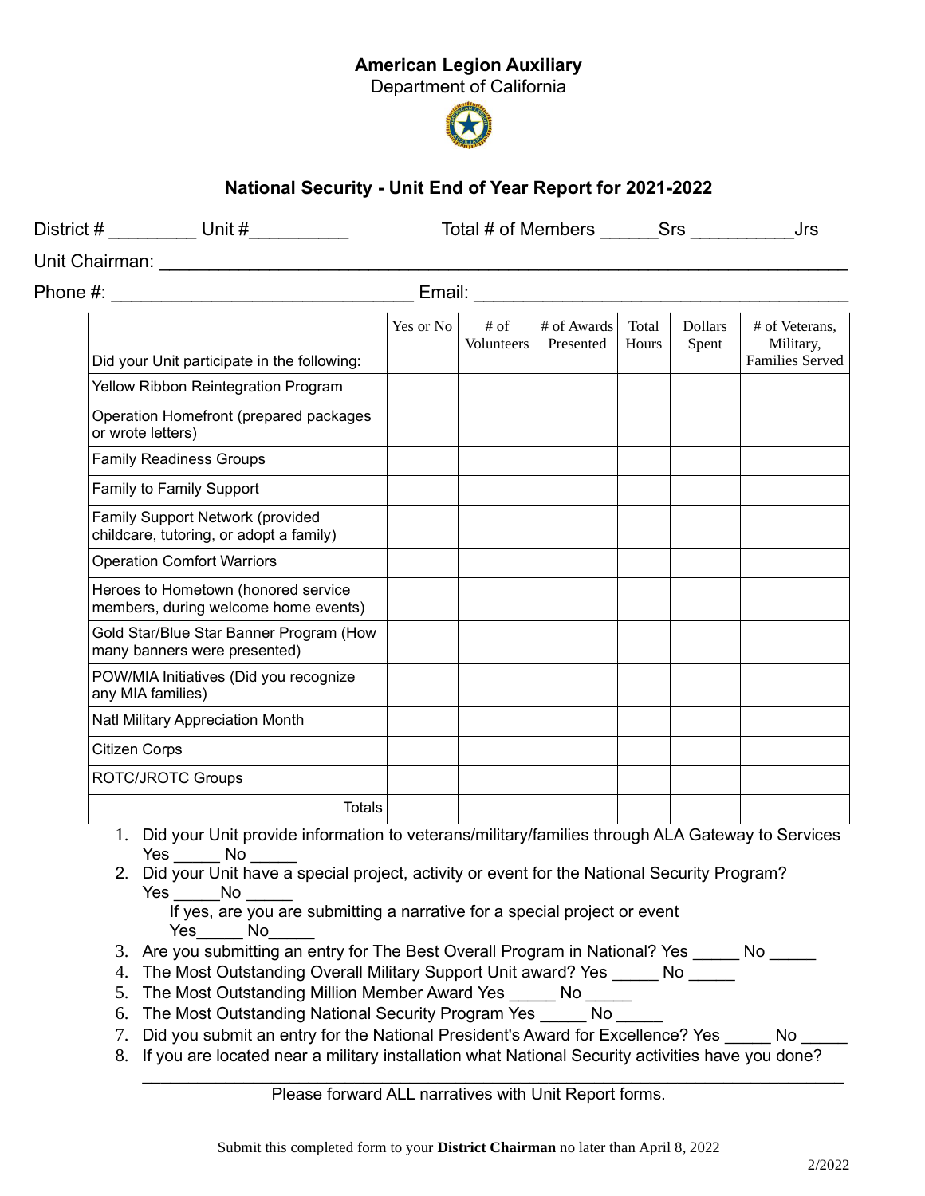**American Legion Auxiliary**

Department of California

## National Security - Unit End of Year Report for 2021-2022

District # _________ Unit #__________ Total # of Members ______Srs __________Jrs

Unit Chairman: ______________________________________________________________

Phone #: _____________________________ Email: ___________________________________

| Did your Unit participate in the following: | Yes or No | # of Volunteers | # of Awards Presented | Total Hours | Dollars Spent | # of Veterans, Military, Families Served |
|---|---|---|---|---|---|---|
| Yellow Ribbon Reintegration Program | | | | | | |
| Operation Homefront (prepared packages or wrote letters) | | | | | | |
| Family Readiness Groups | | | | | | |
| Family to Family Support | | | | | | |
| Family Support Network (provided childcare, tutoring, or adopt a family) | | | | | | |
| Operation Comfort Warriors | | | | | | |
| Heroes to Hometown (honored service members, during welcome home events) | | | | | | |
| Gold Star/Blue Star Banner Program (How many banners were presented) | | | | | | |
| POW/MIA Initiatives (Did you recognize any MIA families) | | | | | | |
| Natl Military Appreciation Month | | | | | | |
| Citizen Corps | | | | | | |
| ROTC/JROTC Groups | | | | | | |
| Totals | | | | | | |

1. Did your Unit provide information to veterans/military/families through ALA Gateway to Services
   Yes _____ No _____
2. Did your Unit have a special project, activity or event for the National Security Program?
   Yes _____No _____
   If yes, are you are submitting a narrative for a special project or event
   Yes_____ No_____
3. Are you submitting an entry for The Best Overall Program in National? Yes _____ No _____
4. The Most Outstanding Overall Military Support Unit award? Yes _____ No _____
5. The Most Outstanding Million Member Award Yes _____ No _____
6. The Most Outstanding National Security Program Yes _____ No _____
7. Did you submit an entry for the National President's Award for Excellence? Yes _____ No _____
8. If you are located near a military installation what National Security activities have you done?
   ______________________________________________________________________

Please forward ALL narratives with Unit Report forms.

Submit this completed form to your **District Chairman** no later than April 8, 2022

2/2022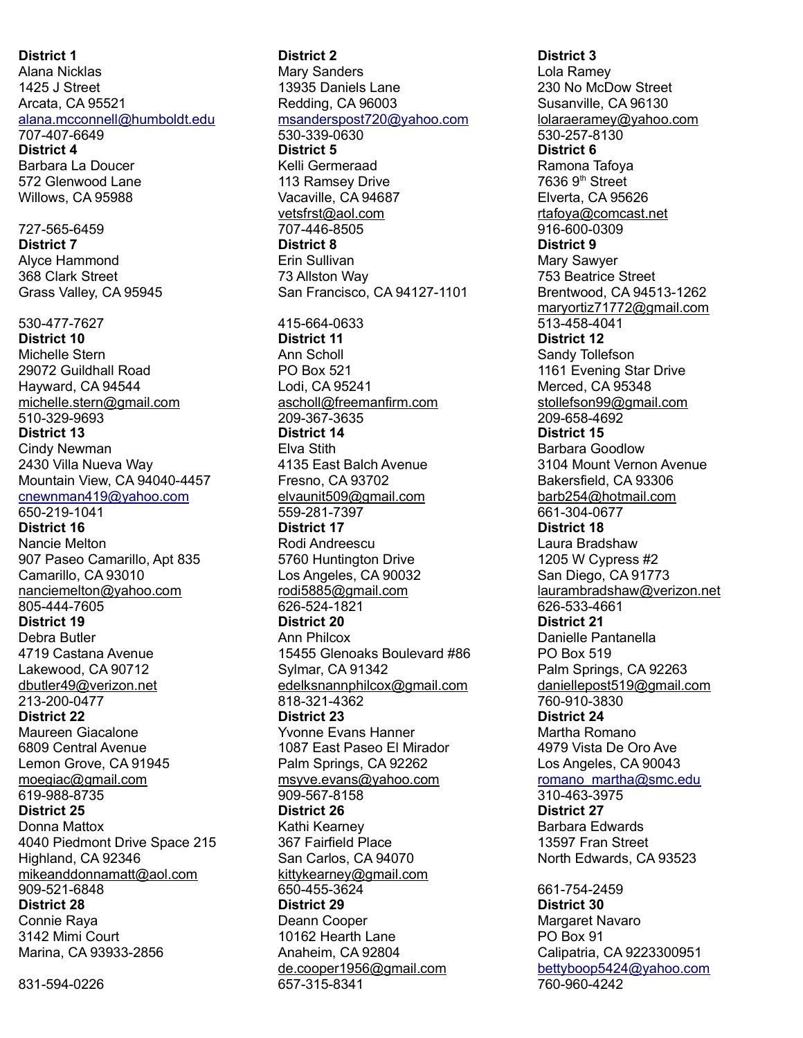**District 1**
Alana Nicklas
1425 J Street
Arcata, CA 95521
alana.mcconnell@humboldt.edu
707-407-6649

**District 2**
Mary Sanders
13935 Daniels Lane
Redding, CA 96003
msanderspost720@yahoo.com
530-339-0630

**District 3**
Lola Ramey
230 No McDow Street
Susanville, CA 96130
lolaraeramey@yahoo.com
530-257-8130

**District 4**
Barbara La Doucer
572 Glenwood Lane
Willows, CA 95988

727-565-6459

**District 5**
Kelli Germeraad
113 Ramsey Drive
Vacaville, CA 94687
vetsfrst@aol.com
707-446-8505

**District 6**
Ramona Tafoya
7636 9th Street
Elverta, CA 95626
rtafoya@comcast.net
916-600-0309

**District 7**
Alyce Hammond
368 Clark Street
Grass Valley, CA 95945

530-477-7627

**District 8**
Erin Sullivan
73 Allston Way
San Francisco, CA 94127-1101

415-664-0633

**District 9**
Mary Sawyer
753 Beatrice Street
Brentwood, CA 94513-1262
maryortiz71772@gmail.com
513-458-4041

**District 10**
Michelle Stern
29072 Guildhall Road
Hayward, CA 94544
michelle.stern@gmail.com
510-329-9693

**District 11**
Ann Scholl
PO Box 521
Lodi, CA 95241
ascholl@freemanfirm.com
209-367-3635

**District 12**
Sandy Tollefson
1161 Evening Star Drive
Merced, CA 95348
stollefson99@gmail.com
209-658-4692

**District 13**
Cindy Newman
2430 Villa Nueva Way
Mountain View, CA 94040-4457
cnewnman419@yahoo.com
650-219-1041

**District 14**
Elva Stith
4135 East Balch Avenue
Fresno, CA 93702
elvaunit509@gmail.com
559-281-7397

**District 15**
Barbara Goodlow
3104 Mount Vernon Avenue
Bakersfield, CA 93306
barb254@hotmail.com
661-304-0677

**District 16**
Nancie Melton
907 Paseo Camarillo, Apt 835
Camarillo, CA 93010
nanciemelton@yahoo.com
805-444-7605

**District 17**
Rodi Andreescu
5760 Huntington Drive
Los Angeles, CA 90032
rodi5885@gmail.com
626-524-1821

**District 18**
Laura Bradshaw
1205 W Cypress #2
San Diego, CA 91773
laurambradshaw@verizon.net
626-533-4661

**District 19**
Debra Butler
4719 Castana Avenue
Lakewood, CA 90712
dbutler49@verizon.net
213-200-0477

**District 20**
Ann Philcox
15455 Glenoaks Boulevard #86
Sylmar, CA 91342
edelksnannphilcox@gmail.com
818-321-4362

**District 21**
Danielle Pantanella
PO Box 519
Palm Springs, CA 92263
daniellepost519@gmail.com
760-910-3830

**District 22**
Maureen Giacalone
6809 Central Avenue
Lemon Grove, CA 91945
moegiac@gmail.com
619-988-8735

**District 23**
Yvonne Evans Hanner
1087 East Paseo El Mirador
Palm Springs, CA 92262
msyve.evans@yahoo.com
909-567-8158

**District 24**
Martha Romano
4979 Vista De Oro Ave
Los Angeles, CA 90043
romano_martha@smc.edu
310-463-3975

**District 25**
Donna Mattox
4040 Piedmont Drive Space 215
Highland, CA 92346
mikeanddonnamatt@aol.com
909-521-6848

**District 26**
Kathi Kearney
367 Fairfield Place
San Carlos, CA 94070
kittykearney@gmail.com
650-455-3624

**District 27**
Barbara Edwards
13597 Fran Street
North Edwards, CA 93523

661-754-2459

**District 28**
Connie Raya
3142 Mimi Court
Marina, CA 93933-2856

831-594-0226

**District 29**
Deann Cooper
10162 Hearth Lane
Anaheim, CA 92804
de.cooper1956@gmail.com
657-315-8341

**District 30**
Margaret Navaro
PO Box 91
Calipatria, CA 9223300951
bettyboop5424@yahoo.com
760-960-4242